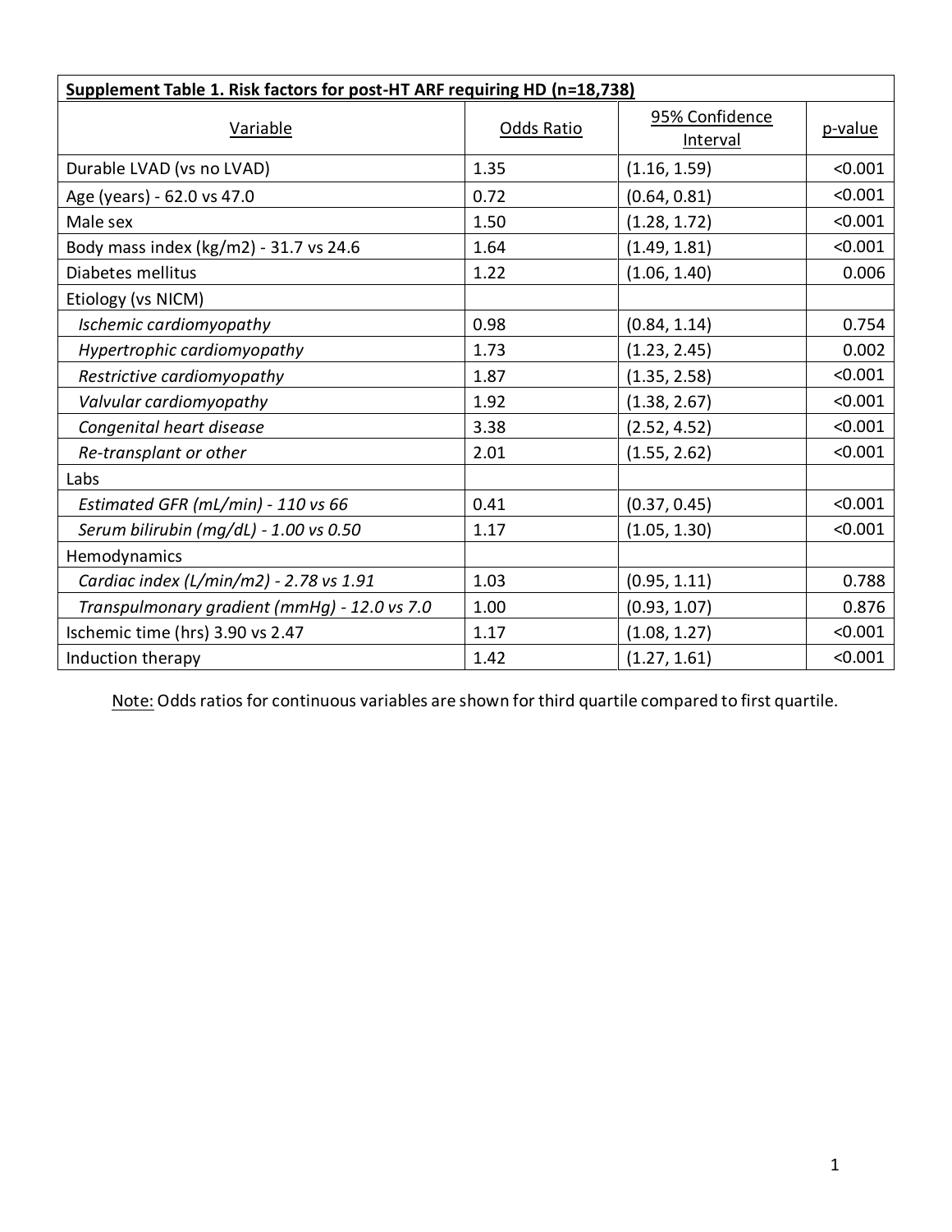| **Supplement Table 1. Risk factors for post-HT ARF requiring HD (n=18,738)** | | | |
|---|---|---|---|
| Variable | Odds Ratio | 95% Confidence Interval | p-value |
| Durable LVAD (vs no LVAD) | 1.35 | (1.16, 1.59) | <0.001 |
| Age (years) - 62.0 vs 47.0 | 0.72 | (0.64, 0.81) | <0.001 |
| Male sex | 1.50 | (1.28, 1.72) | <0.001 |
| Body mass index (kg/m2) - 31.7 vs 24.6 | 1.64 | (1.49, 1.81) | <0.001 |
| Diabetes mellitus | 1.22 | (1.06, 1.40) | 0.006 |
| Etiology (vs NICM) | | | |
| *Ischemic cardiomyopathy* | 0.98 | (0.84, 1.14) | 0.754 |
| *Hypertrophic cardiomyopathy* | 1.73 | (1.23, 2.45) | 0.002 |
| *Restrictive cardiomyopathy* | 1.87 | (1.35, 2.58) | <0.001 |
| *Valvular cardiomyopathy* | 1.92 | (1.38, 2.67) | <0.001 |
| *Congenital heart disease* | 3.38 | (2.52, 4.52) | <0.001 |
| *Re-transplant or other* | 2.01 | (1.55, 2.62) | <0.001 |
| Labs | | | |
| *Estimated GFR (mL/min) - 110 vs 66* | 0.41 | (0.37, 0.45) | <0.001 |
| *Serum bilirubin (mg/dL) - 1.00 vs 0.50* | 1.17 | (1.05, 1.30) | <0.001 |
| Hemodynamics | | | |
| *Cardiac index (L/min/m2) - 2.78 vs 1.91* | 1.03 | (0.95, 1.11) | 0.788 |
| *Transpulmonary gradient (mmHg) - 12.0 vs 7.0* | 1.00 | (0.93, 1.07) | 0.876 |
| Ischemic time (hrs) 3.90 vs 2.47 | 1.17 | (1.08, 1.27) | <0.001 |
| Induction therapy | 1.42 | (1.27, 1.61) | <0.001 |

Note: Odds ratios for continuous variables are shown for third quartile compared to first quartile.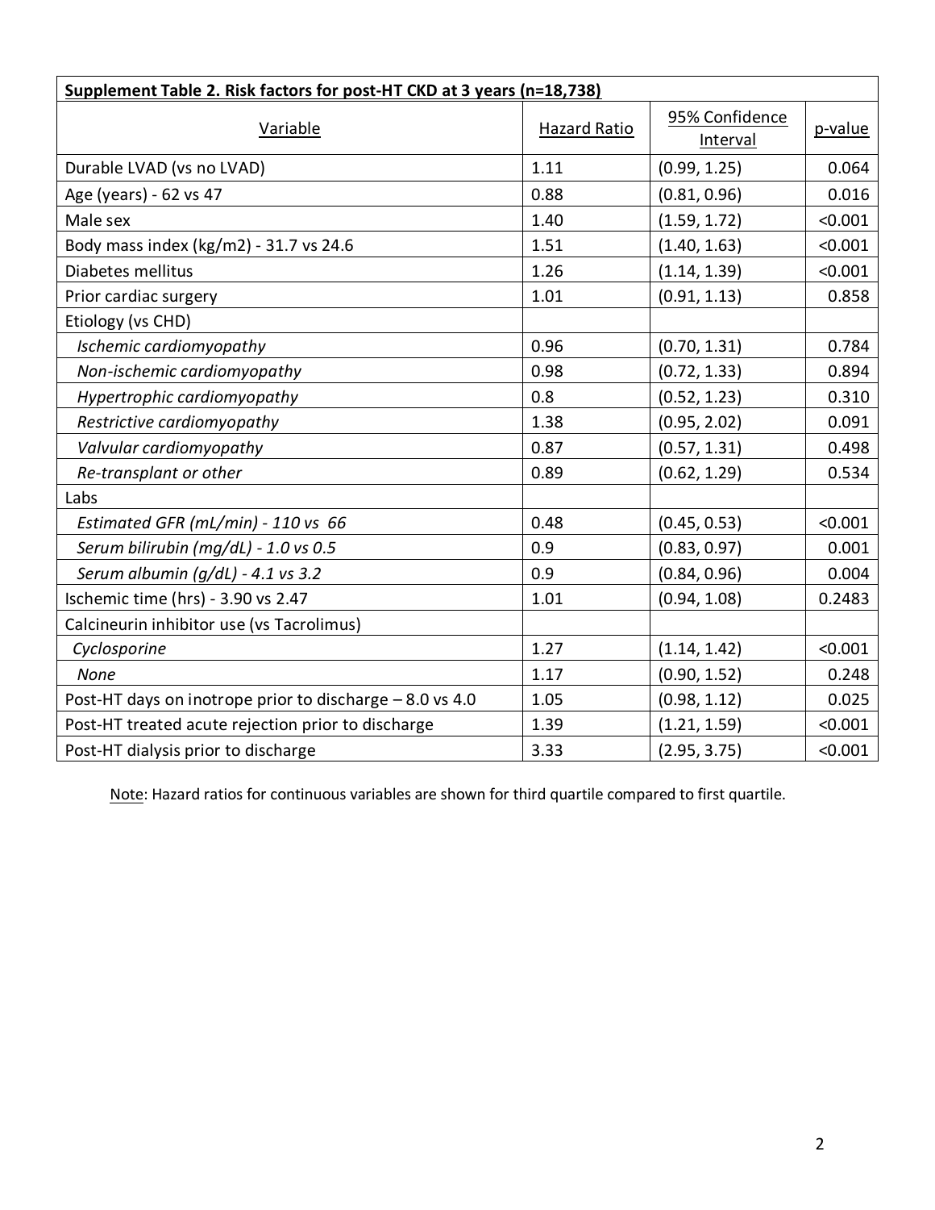| **Supplement Table 2. Risk factors for post-HT CKD at 3 years (n=18,738)** | | | |
|---|---|---|---|
| Variable | Hazard Ratio | 95% Confidence Interval | p-value |
| Durable LVAD (vs no LVAD) | 1.11 | (0.99, 1.25) | 0.064 |
| Age (years) - 62 vs 47 | 0.88 | (0.81, 0.96) | 0.016 |
| Male sex | 1.40 | (1.59, 1.72) | <0.001 |
| Body mass index (kg/m2) - 31.7 vs 24.6 | 1.51 | (1.40, 1.63) | <0.001 |
| Diabetes mellitus | 1.26 | (1.14, 1.39) | <0.001 |
| Prior cardiac surgery | 1.01 | (0.91, 1.13) | 0.858 |
| Etiology (vs CHD) | | | |
| *Ischemic cardiomyopathy* | 0.96 | (0.70, 1.31) | 0.784 |
| *Non-ischemic cardiomyopathy* | 0.98 | (0.72, 1.33) | 0.894 |
| *Hypertrophic cardiomyopathy* | 0.8 | (0.52, 1.23) | 0.310 |
| *Restrictive cardiomyopathy* | 1.38 | (0.95, 2.02) | 0.091 |
| *Valvular cardiomyopathy* | 0.87 | (0.57, 1.31) | 0.498 |
| *Re-transplant or other* | 0.89 | (0.62, 1.29) | 0.534 |
| Labs | | | |
| *Estimated GFR (mL/min) - 110 vs 66* | 0.48 | (0.45, 0.53) | <0.001 |
| *Serum bilirubin (mg/dL) - 1.0 vs 0.5* | 0.9 | (0.83, 0.97) | 0.001 |
| *Serum albumin (g/dL) - 4.1 vs 3.2* | 0.9 | (0.84, 0.96) | 0.004 |
| Ischemic time (hrs) - 3.90 vs 2.47 | 1.01 | (0.94, 1.08) | 0.2483 |
| Calcineurin inhibitor use (vs Tacrolimus) | | | |
| *Cyclosporine* | 1.27 | (1.14, 1.42) | <0.001 |
| *None* | 1.17 | (0.90, 1.52) | 0.248 |
| Post-HT days on inotrope prior to discharge – 8.0 vs 4.0 | 1.05 | (0.98, 1.12) | 0.025 |
| Post-HT treated acute rejection prior to discharge | 1.39 | (1.21, 1.59) | <0.001 |
| Post-HT dialysis prior to discharge | 3.33 | (2.95, 3.75) | <0.001 |

Note: Hazard ratios for continuous variables are shown for third quartile compared to first quartile.